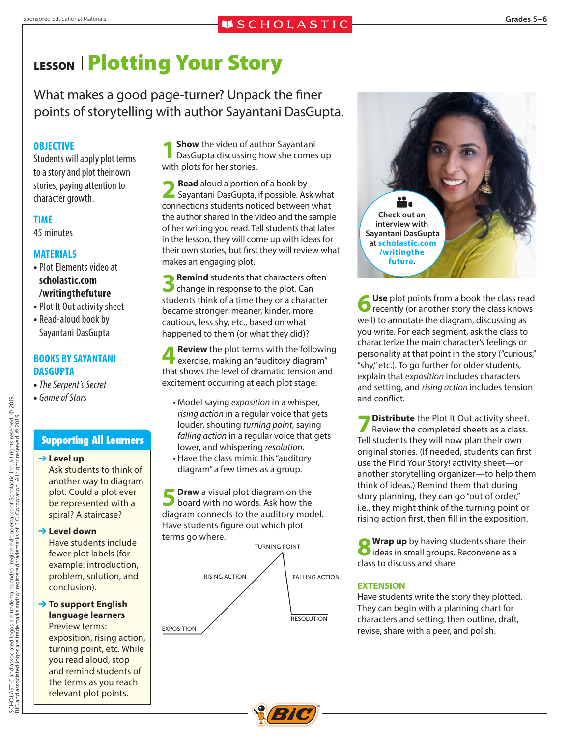# LESSON | Plotting Your Story

What makes a good page-turner? Unpack the finer points of storytelling with author Sayantani DasGupta.

## OBJECTIVE

Students will apply plot terms to a story and plot their own stories, paying attention to character growth.

## TIME

45 minutes

## MATERIALS

- Plot Elements video at **scholastic.com/writingthefuture**
- Plot It Out activity sheet
- Read-aloud book by Sayantani DasGupta

## BOOKS BY SAYANTANI DASGUPTA

- *The Serpent's Secret*
- *Game of Stars*

## Supporting All Learners

**→ Level up**
Ask students to think of another way to diagram plot. Could a plot ever be represented with a spiral? A staircase?

**→ Level down**
Have students include fewer plot labels (for example: introduction, problem, solution, and conclusion).

**→ To support English language learners**
Preview terms: exposition, rising action, turning point, etc. While you read aloud, stop and remind students of the terms as you reach relevant plot points.

**1 Show** the video of author Sayantani DasGupta discussing how she comes up with plots for her stories.

**2 Read** aloud a portion of a book by Sayantani DasGupta, if possible. Ask what connections students noticed between what the author shared in the video and the sample of her writing you read. Tell students that later in the lesson, they will come up with ideas for their own stories, but first they will review what makes an engaging plot.

**3 Remind** students that characters often change in response to the plot. Can students think of a time they or a character became stronger, meaner, kinder, more cautious, less shy, etc., based on what happened to them (or what they did)?

**4 Review** the plot terms with the following exercise, making an "auditory diagram" that shows the level of dramatic tension and excitement occurring at each plot stage:

- Model saying *exposition* in a whisper, *rising action* in a regular voice that gets louder, shouting *turning point*, saying *falling action* in a regular voice that gets lower, and whispering *resolution*.
- Have the class mimic this "auditory diagram" a few times as a group.

**5 Draw** a visual plot diagram on the board with no words. Ask how the diagram connects to the auditory model. Have students figure out which plot terms go where.

EXPOSITION — RISING ACTION — TURNING POINT — FALLING ACTION — RESOLUTION

Check out an interview with Sayantani DasGupta at **scholastic.com/writingthefuture**.

**6 Use** plot points from a book the class read recently (or another story the class knows well) to annotate the diagram, discussing as you write. For each segment, ask the class to characterize the main character's feelings or personality at that point in the story ("curious," "shy," etc.). To go further for older students, explain that *exposition* includes characters and setting, and *rising action* includes tension and conflict.

**7 Distribute** the Plot It Out activity sheet. Review the completed sheets as a class. Tell students they will now plan their own original stories. (If needed, students can first use the Find Your Story! activity sheet—or another storytelling organizer—to help them think of ideas.) Remind students that during story planning, they can go "out of order," i.e., they might think of the turning point or rising action first, then fill in the exposition.

**8 Wrap up** by having students share their ideas in small groups. Reconvene as a class to discuss and share.

## EXTENSION

Have students write the story they plotted. They can begin with a planning chart for characters and setting, then outline, draft, revise, share with a peer, and polish.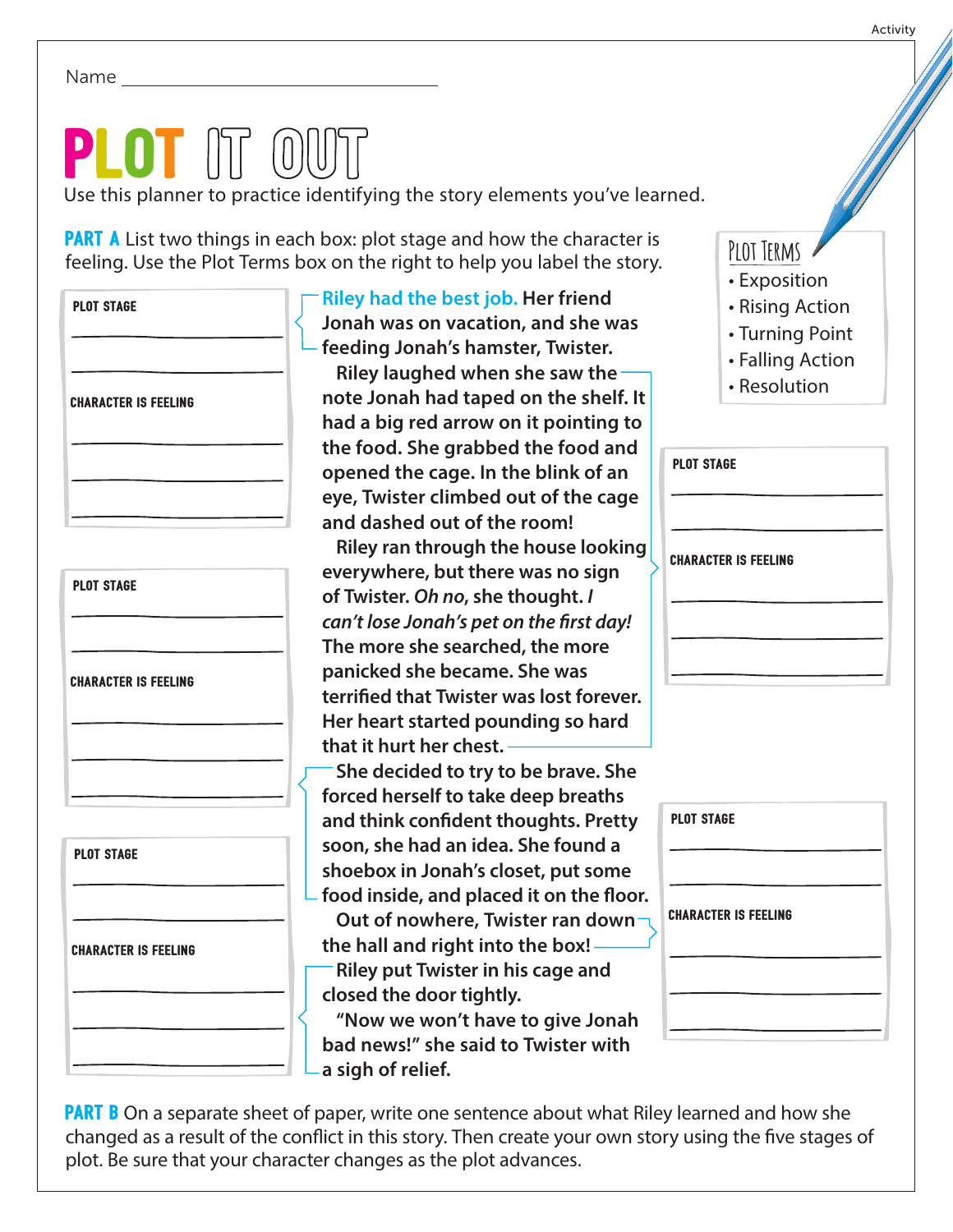Name ______________________________

# PLOT IT OUT

Use this planner to practice identifying the story elements you've learned.

**PART A** List two things in each box: plot stage and how the character is feeling. Use the Plot Terms box on the right to help you label the story.

**Plot Terms**
- Exposition
- Rising Action
- Turning Point
- Falling Action
- Resolution

**PLOT STAGE** ______________________________

**CHARACTER IS FEELING** ______________________________

**Riley had the best job.** Her friend Jonah was on vacation, and she was feeding Jonah's hamster, Twister.

**PLOT STAGE** ______________________________

**CHARACTER IS FEELING** ______________________________

Riley laughed when she saw the note Jonah had taped on the shelf. It had a big red arrow on it pointing to the food. She grabbed the food and opened the cage. In the blink of an eye, Twister climbed out of the cage and dashed out of the room!

Riley ran through the house looking everywhere, but there was no sign of Twister. *Oh no*, she thought. *I can't lose Jonah's pet on the first day!* The more she searched, the more panicked she became. She was terrified that Twister was lost forever. Her heart started pounding so hard that it hurt her chest.

**PLOT STAGE** ______________________________

**CHARACTER IS FEELING** ______________________________

She decided to try to be brave. She forced herself to take deep breaths and think confident thoughts. Pretty soon, she had an idea. She found a shoebox in Jonah's closet, put some food inside, and placed it on the floor.

**PLOT STAGE** ______________________________

**CHARACTER IS FEELING** ______________________________

Out of nowhere, Twister ran down the hall and right into the box!

**PLOT STAGE** ______________________________

**CHARACTER IS FEELING** ______________________________

Riley put Twister in his cage and closed the door tightly.

"Now we won't have to give Jonah bad news!" she said to Twister with a sigh of relief.

**PART B** On a separate sheet of paper, write one sentence about what Riley learned and how she changed as a result of the conflict in this story. Then create your own story using the five stages of plot. Be sure that your character changes as the plot advances.